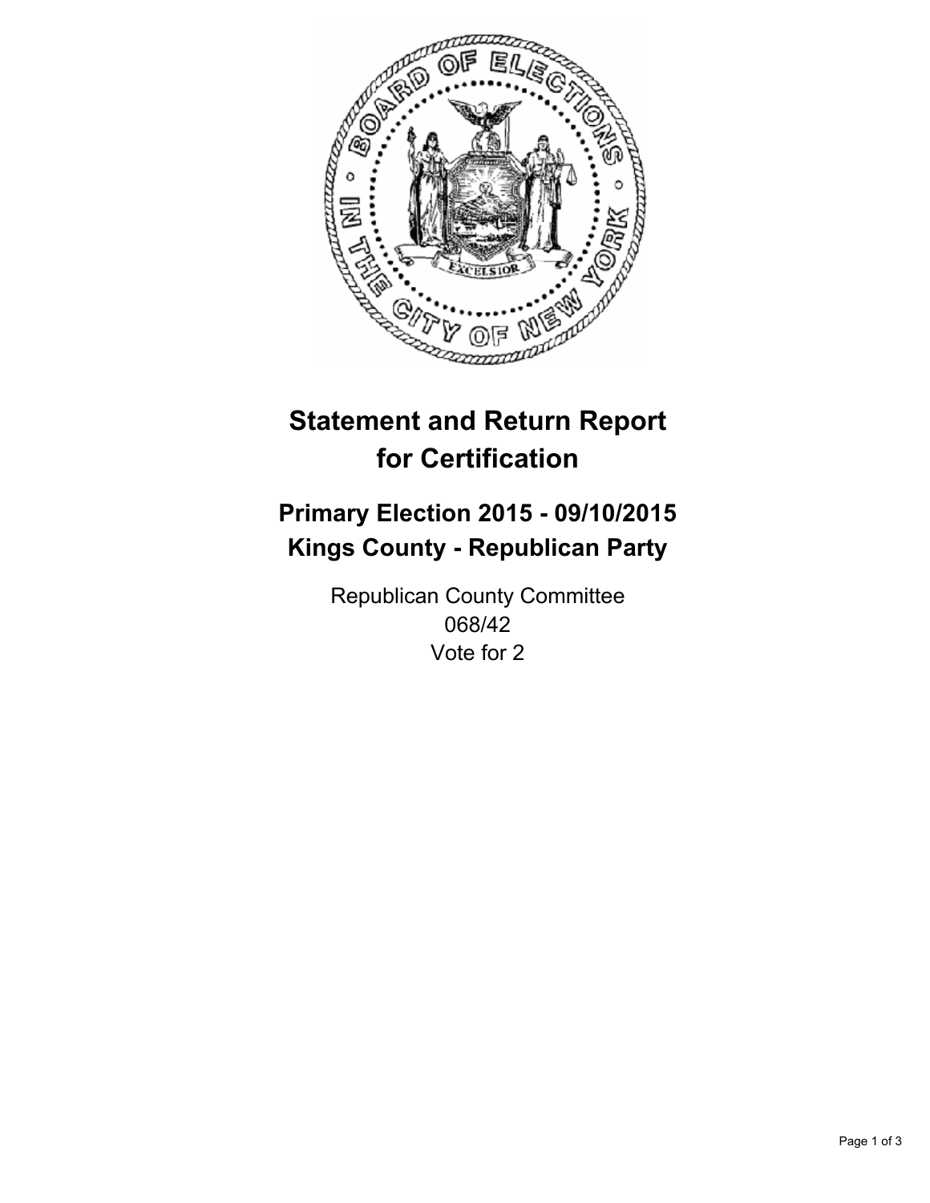# Statement and Return Report for Certification

## Primary Election 2015 - 09/10/2015
## Kings County - Republican Party

Republican County Committee
068/42
Vote for 2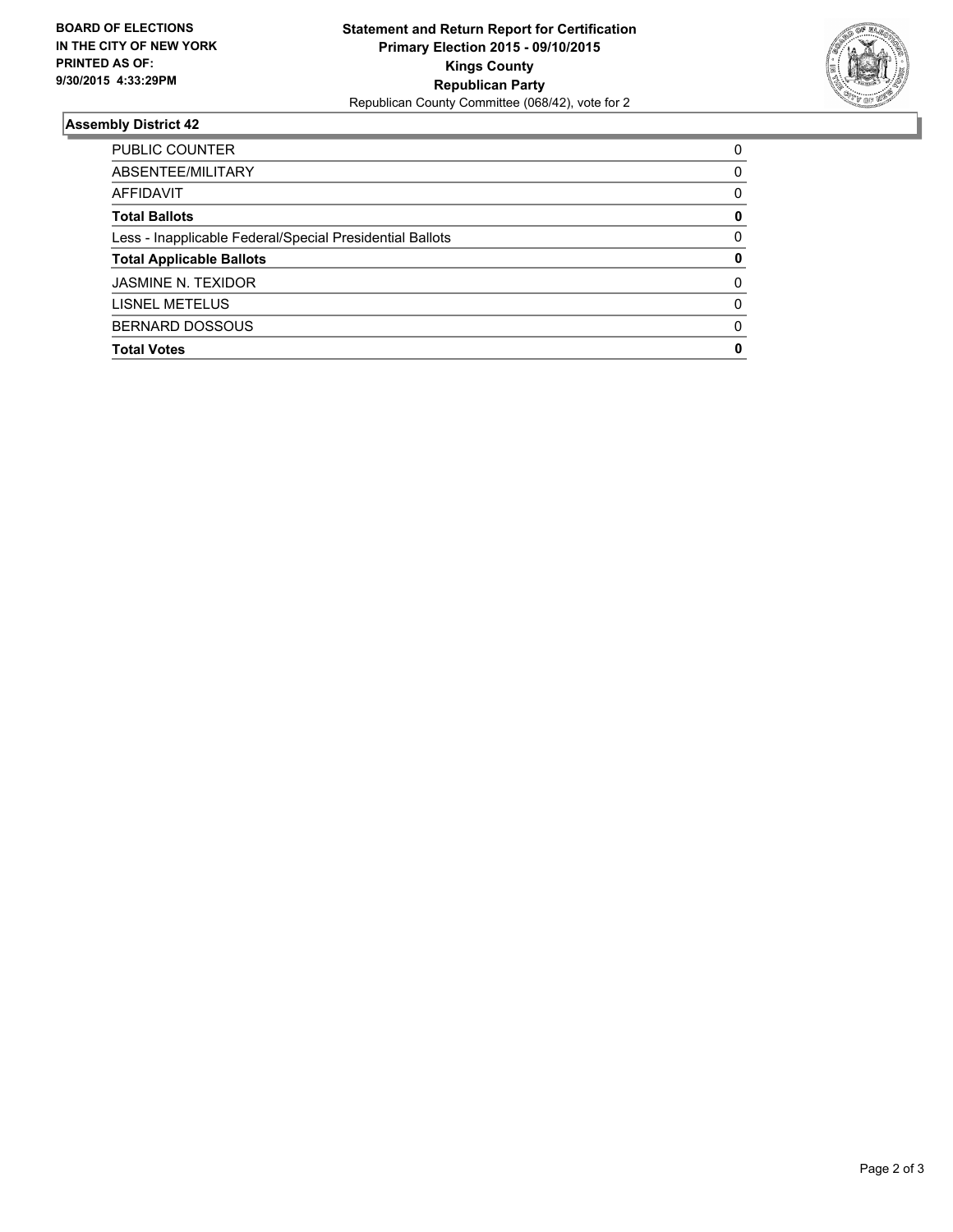**BOARD OF ELECTIONS IN THE CITY OF NEW YORK PRINTED AS OF: 9/30/2015 4:33:29PM**

**Statement and Return Report for Certification**
**Primary Election 2015 - 09/10/2015**
**Kings County**
**Republican Party**
Republican County Committee (068/42), vote for 2

## Assembly District 42

| | |
|---|---|
| PUBLIC COUNTER | 0 |
| ABSENTEE/MILITARY | 0 |
| AFFIDAVIT | 0 |
| **Total Ballots** | **0** |
| Less - Inapplicable Federal/Special Presidential Ballots | 0 |
| **Total Applicable Ballots** | **0** |
| JASMINE N. TEXIDOR | 0 |
| LISNEL METELUS | 0 |
| BERNARD DOSSOUS | 0 |
| **Total Votes** | **0** |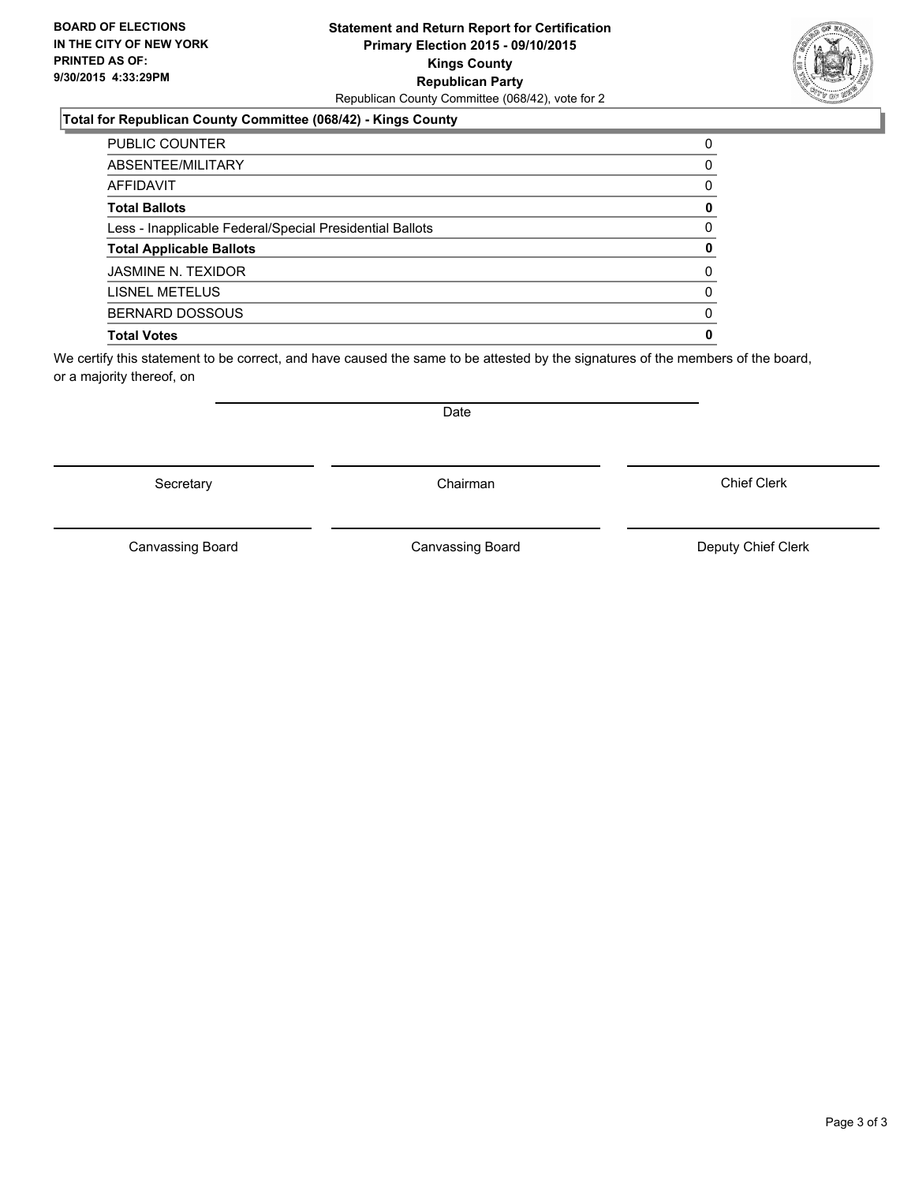**BOARD OF ELECTIONS IN THE CITY OF NEW YORK PRINTED AS OF: 9/30/2015 4:33:29PM**

**Statement and Return Report for Certification**
**Primary Election 2015 - 09/10/2015**
**Kings County**
**Republican Party**
Republican County Committee (068/42), vote for 2

**Total for Republican County Committee (068/42) - Kings County**

| | |
|---|---|
| PUBLIC COUNTER | 0 |
| ABSENTEE/MILITARY | 0 |
| AFFIDAVIT | 0 |
| **Total Ballots** | **0** |
| Less - Inapplicable Federal/Special Presidential Ballots | 0 |
| **Total Applicable Ballots** | **0** |
| JASMINE N. TEXIDOR | 0 |
| LISNEL METELUS | 0 |
| BERNARD DOSSOUS | 0 |
| **Total Votes** | **0** |

We certify this statement to be correct, and have caused the same to be attested by the signatures of the members of the board, or a majority thereof, on

Date

Secretary | Chairman | Chief Clerk

Canvassing Board | Canvassing Board | Deputy Chief Clerk